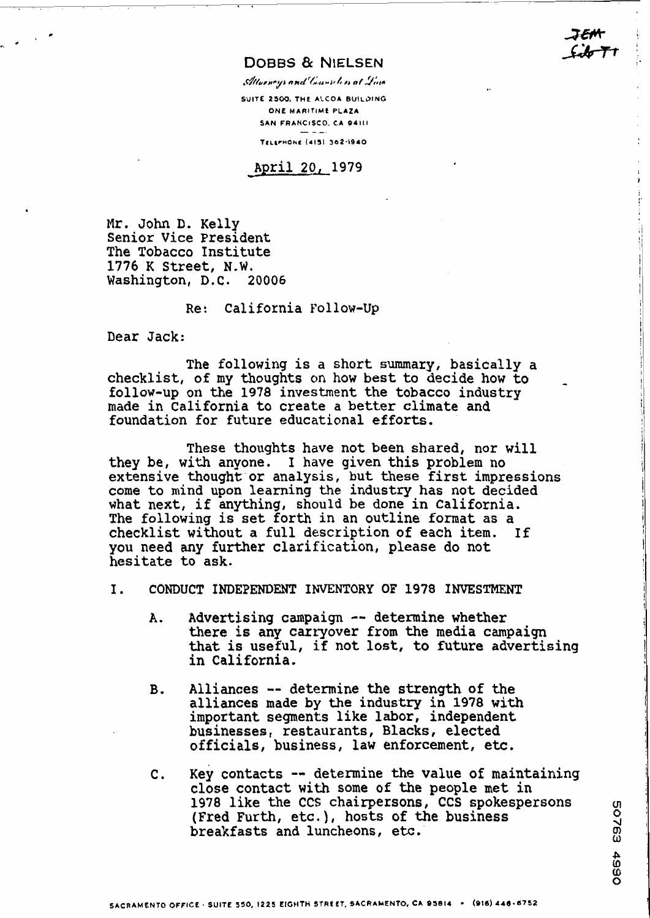JEM
Sib TT

# DOBBS & NIELSEN

*Attorneys and Counselors at Law*

SUITE 2500, THE ALCOA BUILDING
ONE MARITIME PLAZA
SAN FRANCISCO, CA 94111

TELEPHONE (415) 362-1940

April 20, 1979

Mr. John D. Kelly
Senior Vice President
The Tobacco Institute
1776 K Street, N.W.
Washington, D.C. 20006

Re: California Follow-Up

Dear Jack:

The following is a short summary, basically a checklist, of my thoughts on how best to decide how to follow-up on the 1978 investment the tobacco industry made in California to create a better climate and foundation for future educational efforts.

These thoughts have not been shared, nor will they be, with anyone. I have given this problem no extensive thought or analysis, but these first impressions come to mind upon learning the industry has not decided what next, if anything, should be done in California. The following is set forth in an outline format as a checklist without a full description of each item. If you need any further clarification, please do not hesitate to ask.

I. CONDUCT INDEPENDENT INVENTORY OF 1978 INVESTMENT

A. Advertising campaign -- determine whether there is any carryover from the media campaign that is useful, if not lost, to future advertising in California.

B. Alliances -- determine the strength of the alliances made by the industry in 1978 with important segments like labor, independent businesses, restaurants, Blacks, elected officials, business, law enforcement, etc.

C. Key contacts -- determine the value of maintaining close contact with some of the people met in 1978 like the CCS chairpersons, CCS spokespersons (Fred Furth, etc.), hosts of the business breakfasts and luncheons, etc.

50763 4990

SACRAMENTO OFFICE - SUITE 550, 1225 EIGHTH STREET, SACRAMENTO, CA 95814 • (916) 446-6752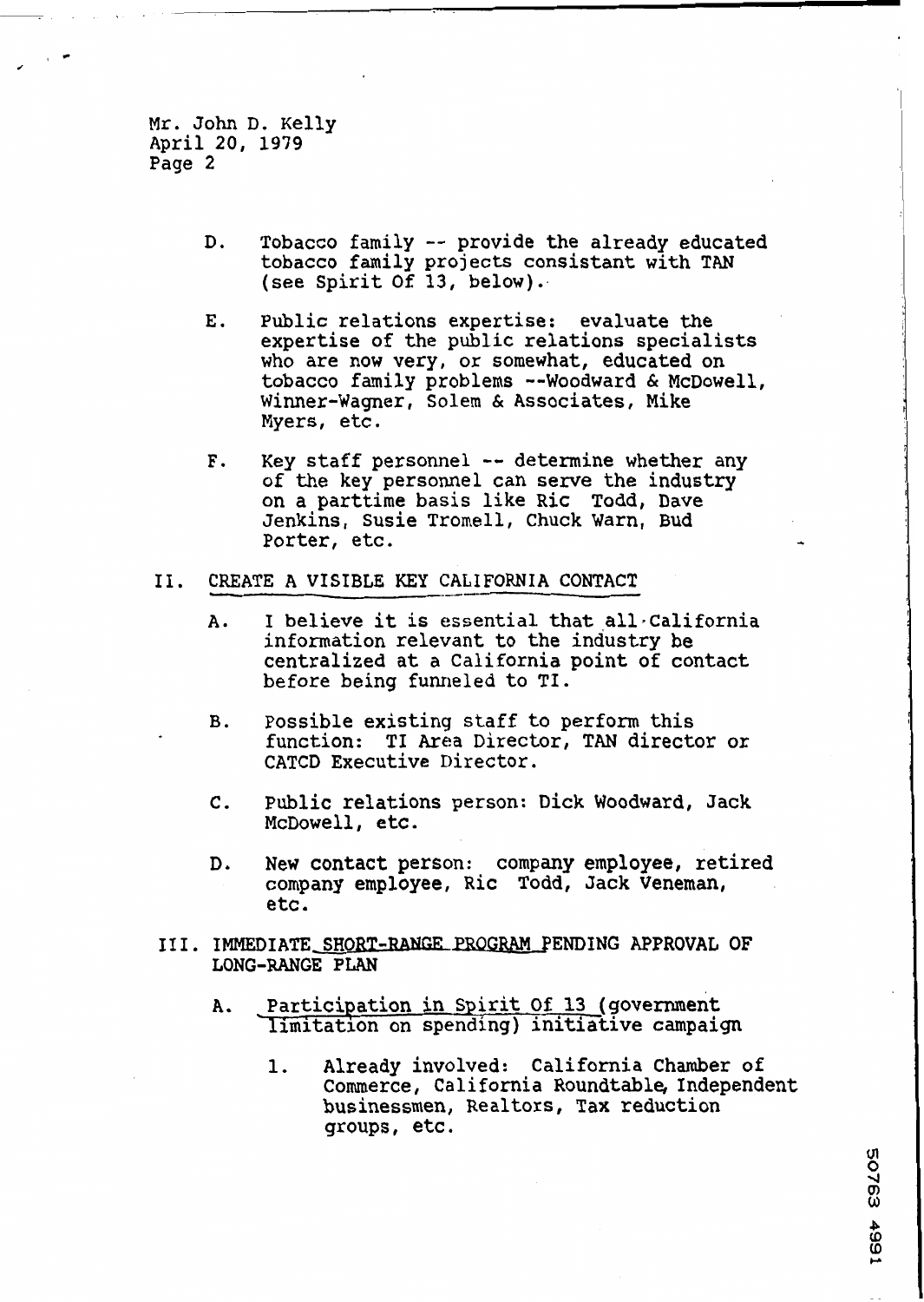Mr. John D. Kelly
April 20, 1979
Page 2

D. Tobacco family -- provide the already educated tobacco family projects consistant with TAN (see Spirit Of 13, below).

E. Public relations expertise: evaluate the expertise of the public relations specialists who are now very, or somewhat, educated on tobacco family problems --Woodward & McDowell, Winner-Wagner, Solem & Associates, Mike Myers, etc.

F. Key staff personnel -- determine whether any of the key personnel can serve the industry on a parttime basis like Ric Todd, Dave Jenkins, Susie Tromell, Chuck Warn, Bud Porter, etc.

II. CREATE A VISIBLE KEY CALIFORNIA CONTACT

A. I believe it is essential that all California information relevant to the industry be centralized at a California point of contact before being funneled to TI.

B. Possible existing staff to perform this function: TI Area Director, TAN director or CATCD Executive Director.

C. Public relations person: Dick Woodward, Jack McDowell, etc.

D. New contact person: company employee, retired company employee, Ric Todd, Jack Veneman, etc.

III. IMMEDIATE SHORT-RANGE PROGRAM PENDING APPROVAL OF LONG-RANGE PLAN

A. Participation in Spirit Of 13 (government limitation on spending) initiative campaign

1. Already involved: California Chamber of Commerce, California Roundtable, Independent businessmen, Realtors, Tax reduction groups, etc.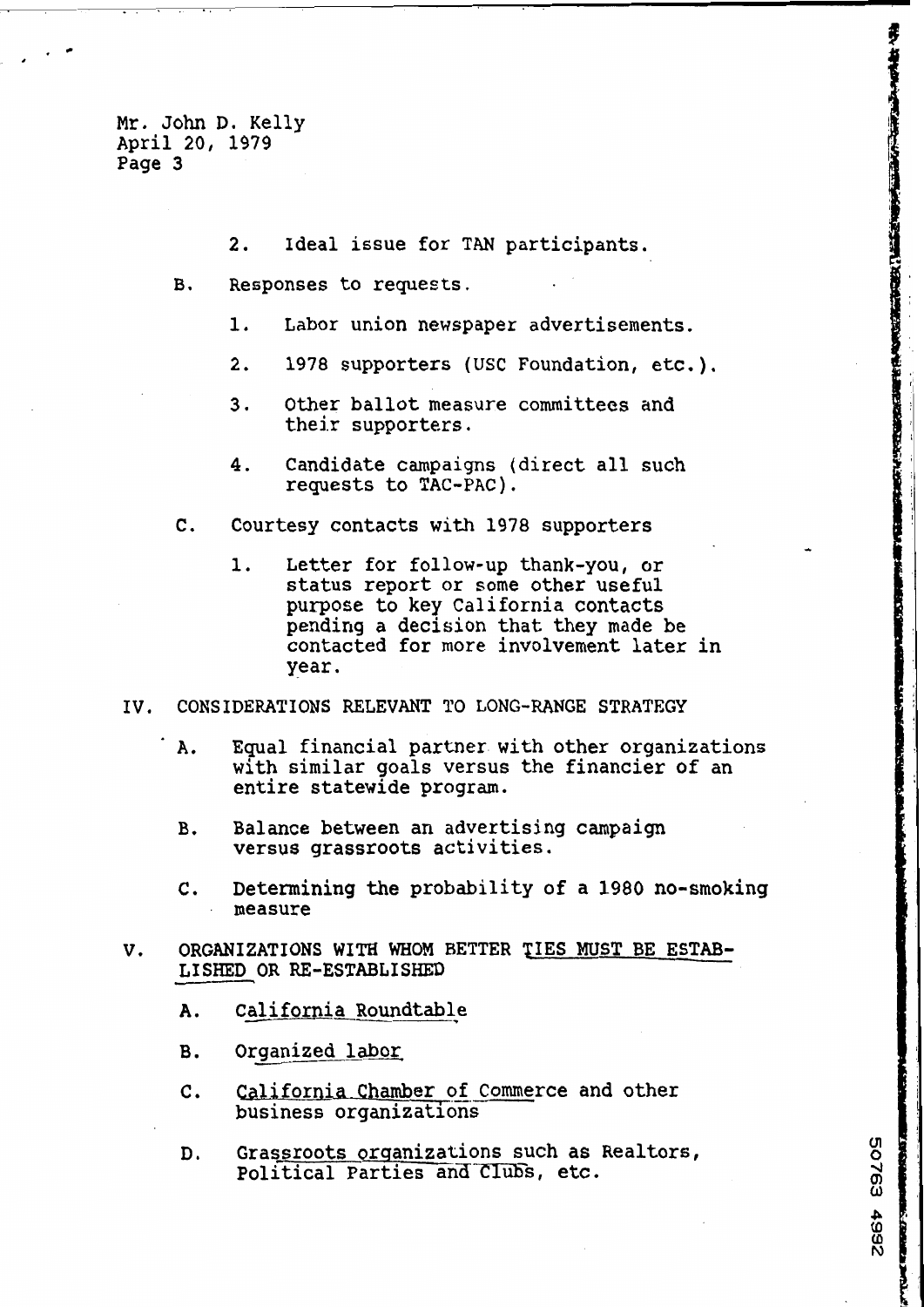Mr. John D. Kelly
April 20, 1979
Page 3

2. Ideal issue for TAN participants.

B. Responses to requests.

1. Labor union newspaper advertisements.

2. 1978 supporters (USC Foundation, etc.).

3. Other ballot measure committees and their supporters.

4. Candidate campaigns (direct all such requests to TAC-PAC).

C. Courtesy contacts with 1978 supporters

1. Letter for follow-up thank-you, or status report or some other useful purpose to key California contacts pending a decision that they made be contacted for more involvement later in year.

IV. CONSIDERATIONS RELEVANT TO LONG-RANGE STRATEGY

A. Equal financial partner with other organizations with similar goals versus the financier of an entire statewide program.

B. Balance between an advertising campaign versus grassroots activities.

C. Determining the probability of a 1980 no-smoking measure

V. ORGANIZATIONS WITH WHOM BETTER TIES MUST BE ESTABLISHED OR RE-ESTABLISHED

A. California Roundtable

B. Organized labor

C. California Chamber of Commerce and other business organizations

D. Grassroots organizations such as Realtors, Political Parties and Clubs, etc.

50763 4992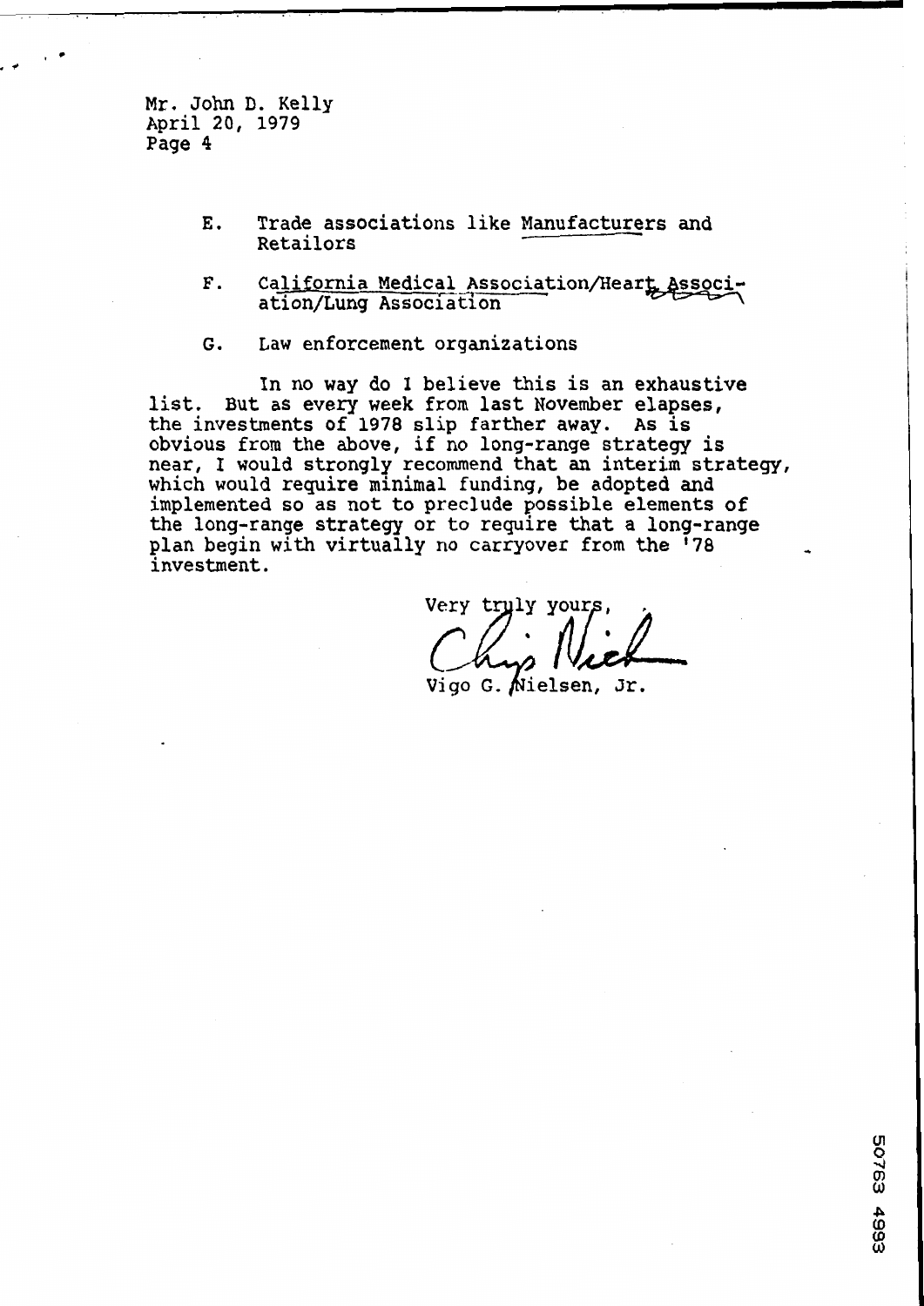Mr. John D. Kelly
April 20, 1979
Page 4

E. Trade associations like Manufacturers and Retailors

F. California Medical Association/Heart Association/Lung Association

G. Law enforcement organizations

In no way do I believe this is an exhaustive list. But as every week from last November elapses, the investments of 1978 slip farther away. As is obvious from the above, if no long-range strategy is near, I would strongly recommend that an interim strategy, which would require minimal funding, be adopted and implemented so as not to preclude possible elements of the long-range strategy or to require that a long-range plan begin with virtually no carryover from the '78 investment.

Very truly yours,

Chip Niel

Vigo G. Nielsen, Jr.

50763 4993